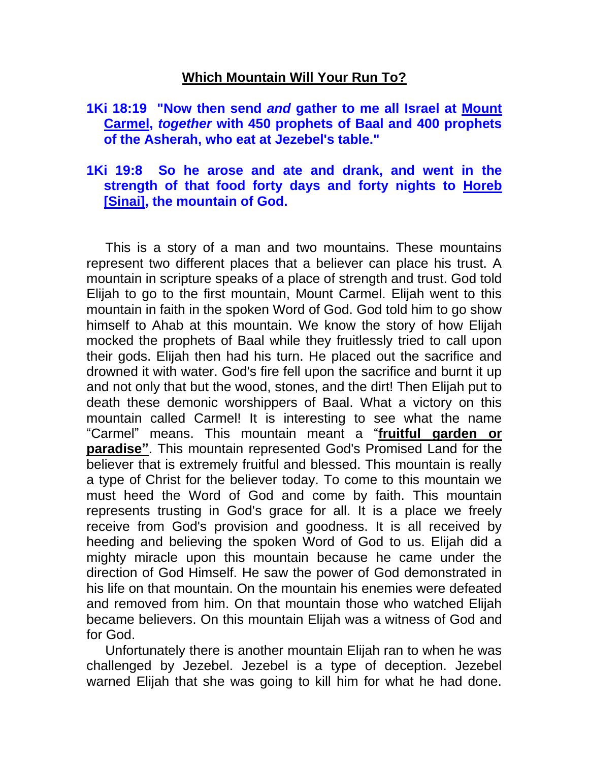# Which Mountain Will Your Run To?

**1Ki 18:19 "Now then send *and* gather to me all Israel at <u>Mount Carmel</u>, *together* with 450 prophets of Baal and 400 prophets of the Asherah, who eat at Jezebel's table."**

**1Ki 19:8 So he arose and ate and drank, and went in the strength of that food forty days and forty nights to <u>Horeb [Sinai]</u>, the mountain of God.**

This is a story of a man and two mountains. These mountains represent two different places that a believer can place his trust. A mountain in scripture speaks of a place of strength and trust. God told Elijah to go to the first mountain, Mount Carmel. Elijah went to this mountain in faith in the spoken Word of God. God told him to go show himself to Ahab at this mountain. We know the story of how Elijah mocked the prophets of Baal while they fruitlessly tried to call upon their gods. Elijah then had his turn. He placed out the sacrifice and drowned it with water. God's fire fell upon the sacrifice and burnt it up and not only that but the wood, stones, and the dirt! Then Elijah put to death these demonic worshippers of Baal. What a victory on this mountain called Carmel! It is interesting to see what the name "Carmel" means. This mountain meant a "**<u>fruitful garden or paradise"</u>**. This mountain represented God's Promised Land for the believer that is extremely fruitful and blessed. This mountain is really a type of Christ for the believer today. To come to this mountain we must heed the Word of God and come by faith. This mountain represents trusting in God's grace for all. It is a place we freely receive from God's provision and goodness. It is all received by heeding and believing the spoken Word of God to us. Elijah did a mighty miracle upon this mountain because he came under the direction of God Himself. He saw the power of God demonstrated in his life on that mountain. On the mountain his enemies were defeated and removed from him. On that mountain those who watched Elijah became believers. On this mountain Elijah was a witness of God and for God.

Unfortunately there is another mountain Elijah ran to when he was challenged by Jezebel. Jezebel is a type of deception. Jezebel warned Elijah that she was going to kill him for what he had done.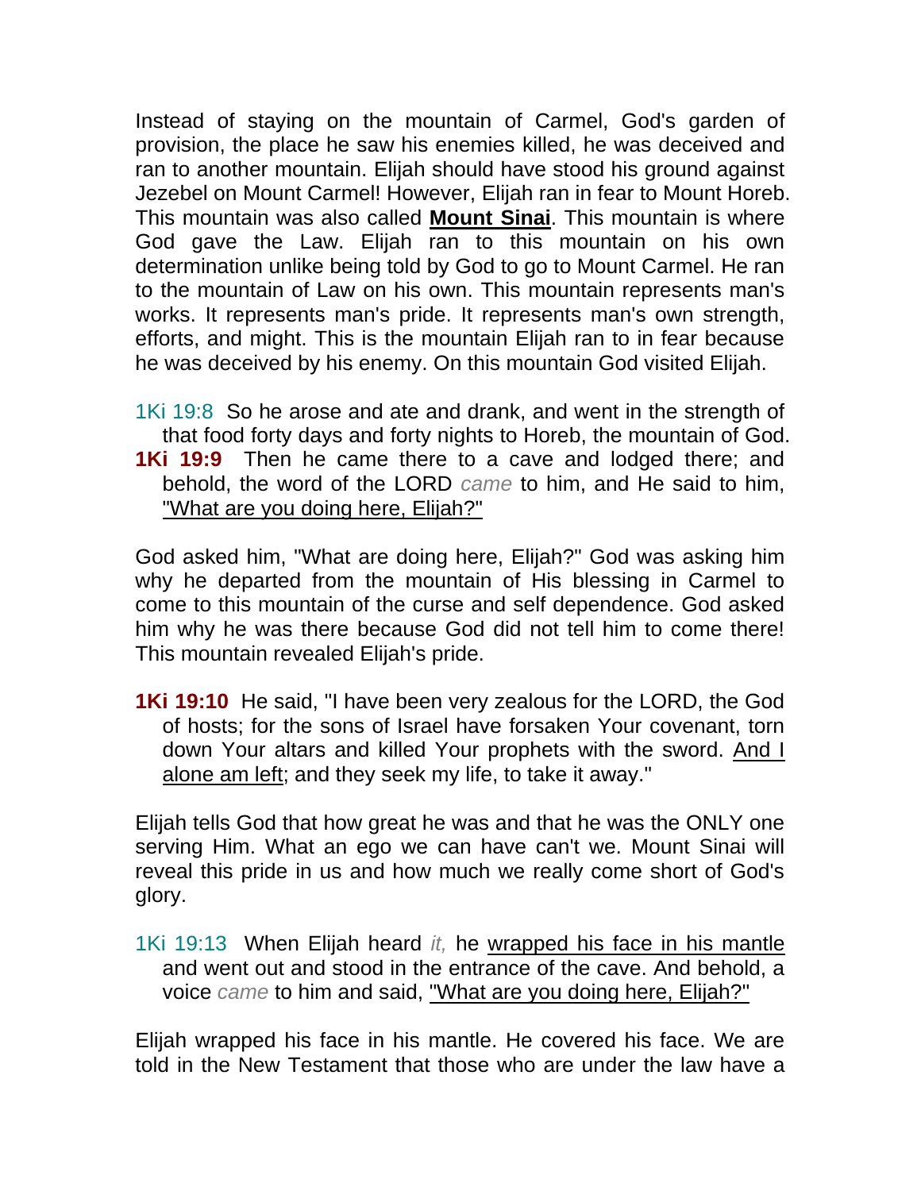Instead of staying on the mountain of Carmel, God's garden of provision, the place he saw his enemies killed, he was deceived and ran to another mountain. Elijah should have stood his ground against Jezebel on Mount Carmel! However, Elijah ran in fear to Mount Horeb. This mountain was also called <u>**Mount Sinai**</u>. This mountain is where God gave the Law. Elijah ran to this mountain on his own determination unlike being told by God to go to Mount Carmel. He ran to the mountain of Law on his own. This mountain represents man's works. It represents man's pride. It represents man's own strength, efforts, and might. This is the mountain Elijah ran to in fear because he was deceived by his enemy. On this mountain God visited Elijah.

1Ki 19:8 So he arose and ate and drank, and went in the strength of that food forty days and forty nights to Horeb, the mountain of God.
**1Ki 19:9** Then he came there to a cave and lodged there; and behold, the word of the LORD *came* to him, and He said to him, <u>"What are you doing here, Elijah?"</u>

God asked him, "What are doing here, Elijah?" God was asking him why he departed from the mountain of His blessing in Carmel to come to this mountain of the curse and self dependence. God asked him why he was there because God did not tell him to come there! This mountain revealed Elijah's pride.

**1Ki 19:10** He said, "I have been very zealous for the LORD, the God of hosts; for the sons of Israel have forsaken Your covenant, torn down Your altars and killed Your prophets with the sword. <u>And I alone am left</u>; and they seek my life, to take it away."

Elijah tells God that how great he was and that he was the ONLY one serving Him. What an ego we can have can't we. Mount Sinai will reveal this pride in us and how much we really come short of God's glory.

1Ki 19:13 When Elijah heard *it,* he <u>wrapped his face in his mantle</u> and went out and stood in the entrance of the cave. And behold, a voice *came* to him and said, <u>"What are you doing here, Elijah?"</u>

Elijah wrapped his face in his mantle. He covered his face. We are told in the New Testament that those who are under the law have a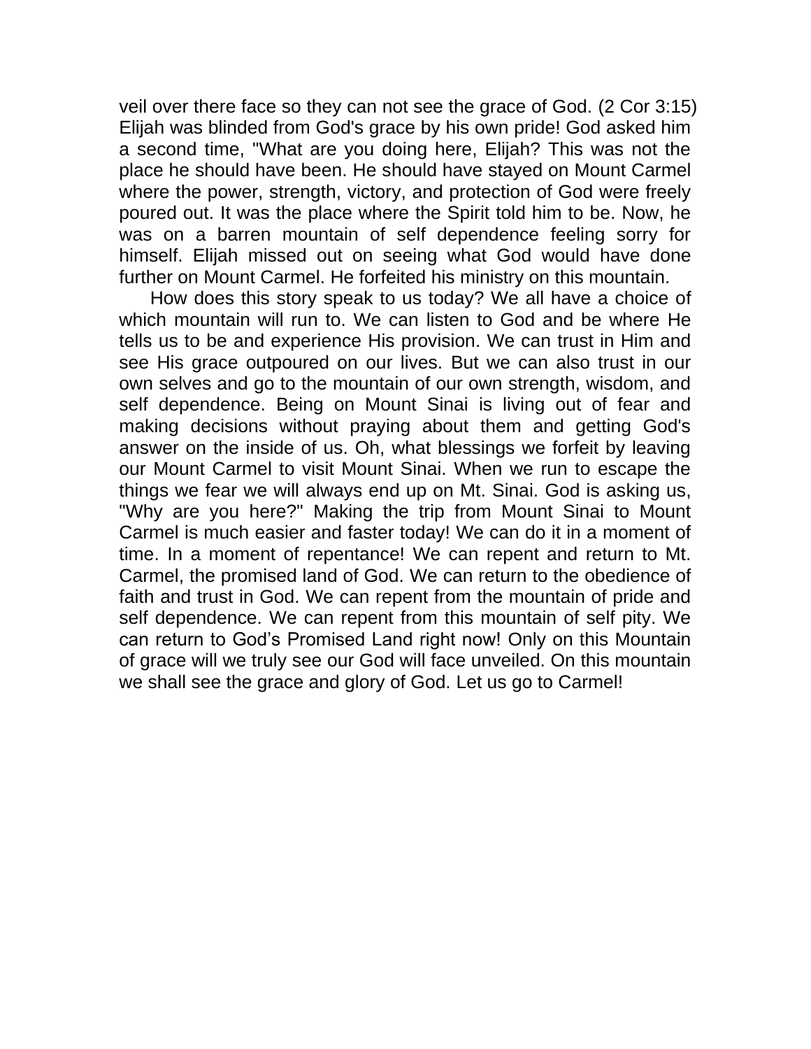veil over there face so they can not see the grace of God. (2 Cor 3:15) Elijah was blinded from God's grace by his own pride! God asked him a second time, "What are you doing here, Elijah? This was not the place he should have been. He should have stayed on Mount Carmel where the power, strength, victory, and protection of God were freely poured out. It was the place where the Spirit told him to be. Now, he was on a barren mountain of self dependence feeling sorry for himself. Elijah missed out on seeing what God would have done further on Mount Carmel. He forfeited his ministry on this mountain.

How does this story speak to us today? We all have a choice of which mountain will run to. We can listen to God and be where He tells us to be and experience His provision. We can trust in Him and see His grace outpoured on our lives. But we can also trust in our own selves and go to the mountain of our own strength, wisdom, and self dependence. Being on Mount Sinai is living out of fear and making decisions without praying about them and getting God's answer on the inside of us. Oh, what blessings we forfeit by leaving our Mount Carmel to visit Mount Sinai. When we run to escape the things we fear we will always end up on Mt. Sinai. God is asking us, "Why are you here?" Making the trip from Mount Sinai to Mount Carmel is much easier and faster today! We can do it in a moment of time. In a moment of repentance! We can repent and return to Mt. Carmel, the promised land of God. We can return to the obedience of faith and trust in God. We can repent from the mountain of pride and self dependence. We can repent from this mountain of self pity. We can return to God's Promised Land right now! Only on this Mountain of grace will we truly see our God will face unveiled. On this mountain we shall see the grace and glory of God. Let us go to Carmel!